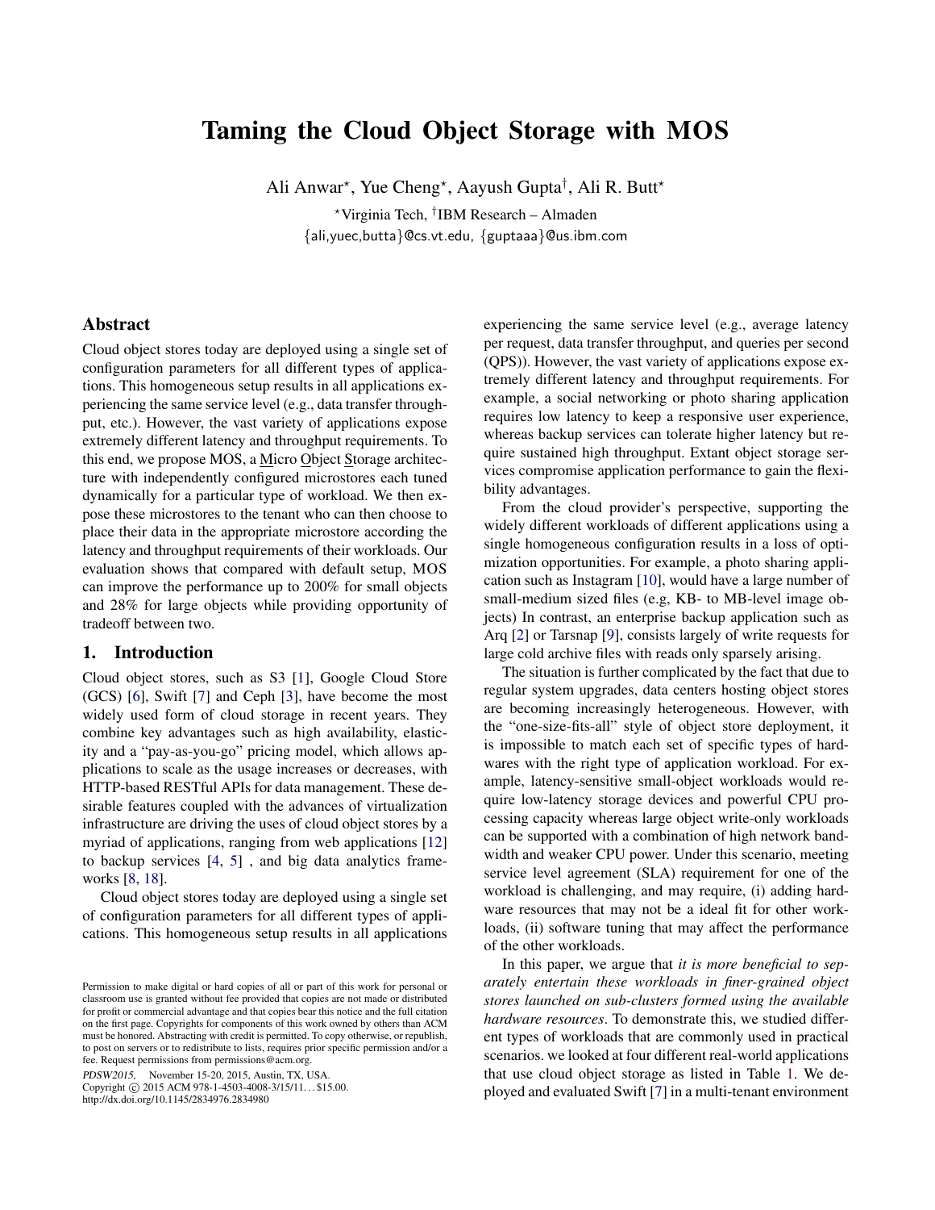# Taming the Cloud Object Storage with MOS

Ali Anwar*, Yue Cheng*, Aayush Gupta†, Ali R. Butt*

*Virginia Tech, †IBM Research – Almaden

{ali,yuec,butta}@cs.vt.edu, {guptaaa}@us.ibm.com

## Abstract

Cloud object stores today are deployed using a single set of configuration parameters for all different types of applications. This homogeneous setup results in all applications experiencing the same service level (e.g., data transfer throughput, etc.). However, the vast variety of applications expose extremely different latency and throughput requirements. To this end, we propose MOS, a Micro Object Storage architecture with independently configured microstores each tuned dynamically for a particular type of workload. We then expose these microstores to the tenant who can then choose to place their data in the appropriate microstore according the latency and throughput requirements of their workloads. Our evaluation shows that compared with default setup, MOS can improve the performance up to 200% for small objects and 28% for large objects while providing opportunity of tradeoff between two.

## 1. Introduction

Cloud object stores, such as S3 [1], Google Cloud Store (GCS) [6], Swift [7] and Ceph [3], have become the most widely used form of cloud storage in recent years. They combine key advantages such as high availability, elasticity and a "pay-as-you-go" pricing model, which allows applications to scale as the usage increases or decreases, with HTTP-based RESTful APIs for data management. These desirable features coupled with the advances of virtualization infrastructure are driving the uses of cloud object stores by a myriad of applications, ranging from web applications [12] to backup services [4, 5] , and big data analytics frameworks [8, 18].

Cloud object stores today are deployed using a single set of configuration parameters for all different types of applications. This homogeneous setup results in all applications experiencing the same service level (e.g., average latency per request, data transfer throughput, and queries per second (QPS)). However, the vast variety of applications expose extremely different latency and throughput requirements. For example, a social networking or photo sharing application requires low latency to keep a responsive user experience, whereas backup services can tolerate higher latency but require sustained high throughput. Extant object storage services compromise application performance to gain the flexibility advantages.

From the cloud provider's perspective, supporting the widely different workloads of different applications using a single homogeneous configuration results in a loss of optimization opportunities. For example, a photo sharing application such as Instagram [10], would have a large number of small-medium sized files (e.g, KB- to MB-level image objects) In contrast, an enterprise backup application such as Arq [2] or Tarsnap [9], consists largely of write requests for large cold archive files with reads only sparsely arising.

The situation is further complicated by the fact that due to regular system upgrades, data centers hosting object stores are becoming increasingly heterogeneous. However, with the "one-size-fits-all" style of object store deployment, it is impossible to match each set of specific types of hardwares with the right type of application workload. For example, latency-sensitive small-object workloads would require low-latency storage devices and powerful CPU processing capacity whereas large object write-only workloads can be supported with a combination of high network bandwidth and weaker CPU power. Under this scenario, meeting service level agreement (SLA) requirement for one of the workload is challenging, and may require, (i) adding hardware resources that may not be a ideal fit for other workloads, (ii) software tuning that may affect the performance of the other workloads.

In this paper, we argue that *it is more beneficial to separately entertain these workloads in finer-grained object stores launched on sub-clusters formed using the available hardware resources*. To demonstrate this, we studied different types of workloads that are commonly used in practical scenarios. we looked at four different real-world applications that use cloud object storage as listed in Table 1. We deployed and evaluated Swift [7] in a multi-tenant environment

Permission to make digital or hard copies of all or part of this work for personal or classroom use is granted without fee provided that copies are not made or distributed for profit or commercial advantage and that copies bear this notice and the full citation on the first page. Copyrights for components of this work owned by others than ACM must be honored. Abstracting with credit is permitted. To copy otherwise, or republish, to post on servers or to redistribute to lists, requires prior specific permission and/or a fee. Request permissions from permissions@acm.org.

*PDSW2015*, November 15-20, 2015, Austin, TX, USA.
Copyright © 2015 ACM 978-1-4503-4008-3/15/11... $15.00.
http://dx.doi.org/10.1145/2834976.2834980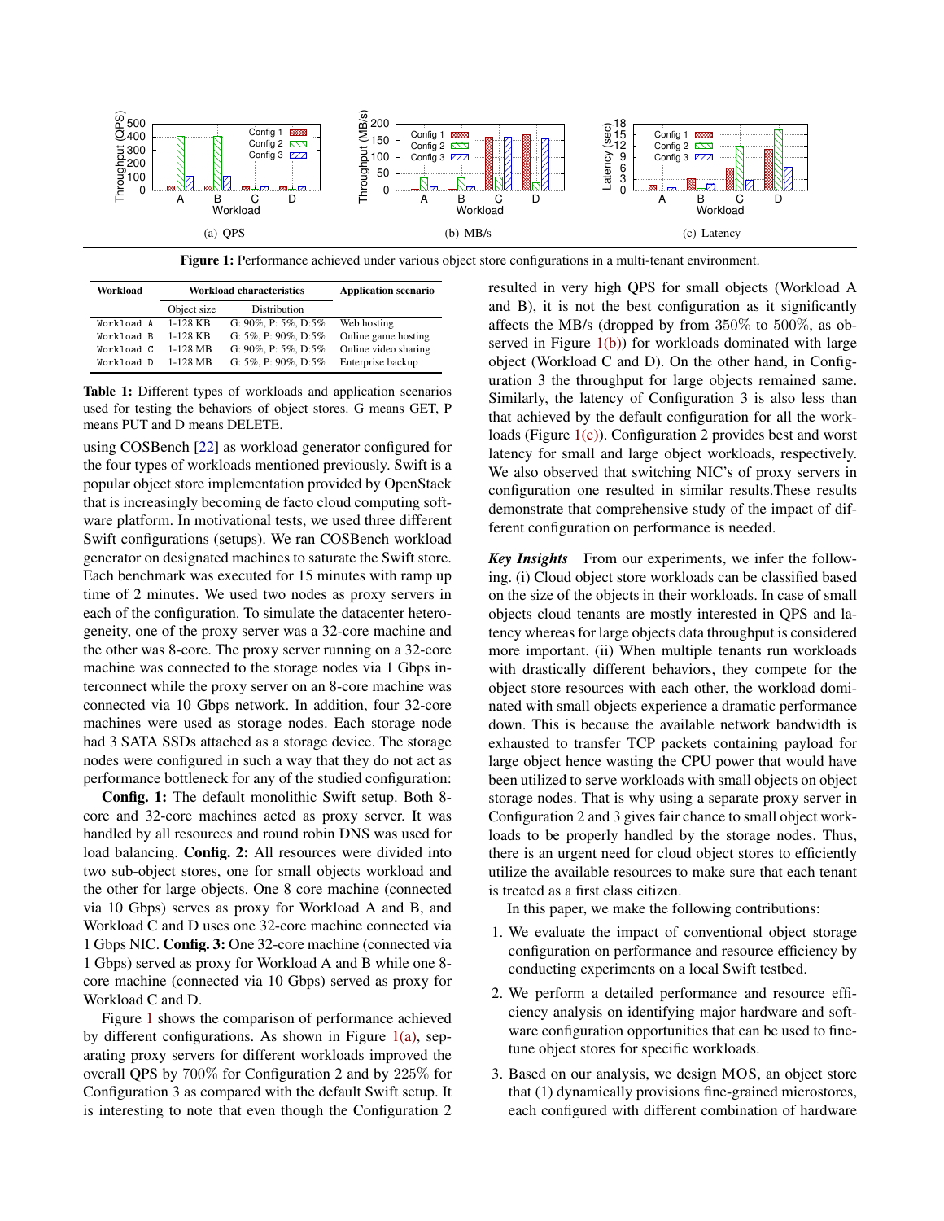(a) QPS

(b) MB/s

(c) Latency

**Figure 1:** Performance achieved under various object store configurations in a multi-tenant environment.

| Workload | Workload characteristics | | Application scenario |
|---|---|---|---|
| | Object size | Distribution | |
| Workload A | 1-128 KB | G: 90%, P: 5%, D:5% | Web hosting |
| Workload B | 1-128 KB | G: 5%, P: 90%, D:5% | Online game hosting |
| Workload C | 1-128 MB | G: 90%, P: 5%, D:5% | Online video sharing |
| Workload D | 1-128 MB | G: 5%, P: 90%, D:5% | Enterprise backup |

**Table 1:** Different types of workloads and application scenarios used for testing the behaviors of object stores. G means GET, P means PUT and D means DELETE.

using COSBench [22] as workload generator configured for the four types of workloads mentioned previously. Swift is a popular object store implementation provided by OpenStack that is increasingly becoming de facto cloud computing software platform. In motivational tests, we used three different Swift configurations (setups). We ran COSBench workload generator on designated machines to saturate the Swift store. Each benchmark was executed for 15 minutes with ramp up time of 2 minutes. We used two nodes as proxy servers in each of the configuration. To simulate the datacenter heterogeneity, one of the proxy server was a 32-core machine and the other was 8-core. The proxy server running on a 32-core machine was connected to the storage nodes via 1 Gbps interconnect while the proxy server on an 8-core machine was connected via 10 Gbps network. In addition, four 32-core machines were used as storage nodes. Each storage node had 3 SATA SSDs attached as a storage device. The storage nodes were configured in such a way that they do not act as performance bottleneck for any of the studied configuration:

**Config. 1:** The default monolithic Swift setup. Both 8-core and 32-core machines acted as proxy server. It was handled by all resources and round robin DNS was used for load balancing. **Config. 2:** All resources were divided into two sub-object stores, one for small objects workload and the other for large objects. One 8 core machine (connected via 10 Gbps) serves as proxy for Workload A and B, and Workload C and D uses one 32-core machine connected via 1 Gbps NIC. **Config. 3:** One 32-core machine (connected via 1 Gbps) served as proxy for Workload A and B while one 8-core machine (connected via 10 Gbps) served as proxy for Workload C and D.

Figure 1 shows the comparison of performance achieved by different configurations. As shown in Figure 1(a), separating proxy servers for different workloads improved the overall QPS by $700\%$ for Configuration 2 and by $225\%$ for Configuration 3 as compared with the default Swift setup. It is interesting to note that even though the Configuration 2 resulted in very high QPS for small objects (Workload A and B), it is not the best configuration as it significantly affects the MB/s (dropped by from $350\%$ to $500\%$, as observed in Figure 1(b)) for workloads dominated with large object (Workload C and D). On the other hand, in Configuration 3 the throughput for large objects remained same. Similarly, the latency of Configuration 3 is also less than that achieved by the default configuration for all the workloads (Figure 1(c)). Configuration 2 provides best and worst latency for small and large object workloads, respectively. We also observed that switching NIC's of proxy servers in configuration one resulted in similar results.These results demonstrate that comprehensive study of the impact of different configuration on performance is needed.

***Key Insights*** From our experiments, we infer the following. (i) Cloud object store workloads can be classified based on the size of the objects in their workloads. In case of small objects cloud tenants are mostly interested in QPS and latency whereas for large objects data throughput is considered more important. (ii) When multiple tenants run workloads with drastically different behaviors, they compete for the object store resources with each other, the workload dominated with small objects experience a dramatic performance down. This is because the available network bandwidth is exhausted to transfer TCP packets containing payload for large object hence wasting the CPU power that would have been utilized to serve workloads with small objects on object storage nodes. That is why using a separate proxy server in Configuration 2 and 3 gives fair chance to small object workloads to be properly handled by the storage nodes. Thus, there is an urgent need for cloud object stores to efficiently utilize the available resources to make sure that each tenant is treated as a first class citizen.

In this paper, we make the following contributions:

1. We evaluate the impact of conventional object storage configuration on performance and resource efficiency by conducting experiments on a local Swift testbed.
2. We perform a detailed performance and resource efficiency analysis on identifying major hardware and software configuration opportunities that can be used to fine-tune object stores for specific workloads.
3. Based on our analysis, we design MOS, an object store that (1) dynamically provisions fine-grained microstores, each configured with different combination of hardware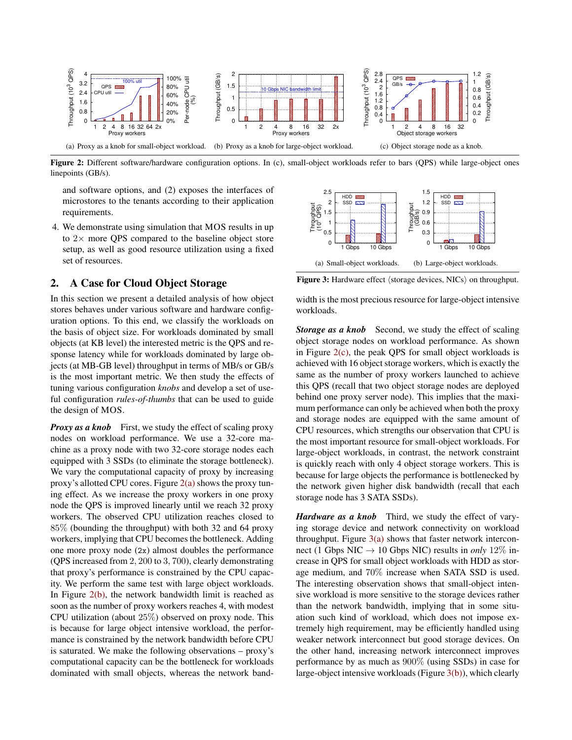(a) Proxy as a knob for small-object workload. (b) Proxy as a knob for large-object workload. (c) Object storage node as a knob.

**Figure 2:** Different software/hardware configuration options. In (c), small-object workloads refer to bars (QPS) while large-object ones linepoints (GB/s).

and software options, and (2) exposes the interfaces of microstores to the tenants according to their application requirements.

4. We demonstrate using simulation that MOS results in up to 2× more QPS compared to the baseline object store setup, as well as good resource utilization using a fixed set of resources.

## 2. A Case for Cloud Object Storage

In this section we present a detailed analysis of how object stores behaves under various software and hardware configuration options. To this end, we classify the workloads on the basis of object size. For workloads dominated by small objects (at KB level) the interested metric is the QPS and response latency while for workloads dominated by large objects (at MB-GB level) throughput in terms of MB/s or GB/s is the most important metric. We then study the effects of tuning various configuration *knobs* and develop a set of useful configuration *rules-of-thumbs* that can be used to guide the design of MOS.

***Proxy as a knob*** First, we study the effect of scaling proxy nodes on workload performance. We use a 32-core machine as a proxy node with two 32-core storage nodes each equipped with 3 SSDs (to eliminate the storage bottleneck). We vary the computational capacity of proxy by increasing proxy's allotted CPU cores. Figure 2(a) shows the proxy tuning effect. As we increase the proxy workers in one proxy node the QPS is improved linearly until we reach 32 proxy workers. The observed CPU utilization reaches closed to $85\%$ (bounding the throughput) with both 32 and 64 proxy workers, implying that CPU becomes the bottleneck. Adding one more proxy node (2x) almost doubles the performance (QPS increased from $2,200$ to $3,700$), clearly demonstrating that proxy's performance is constrained by the CPU capacity. We perform the same test with large object workloads. In Figure 2(b), the network bandwidth limit is reached as soon as the number of proxy workers reaches 4, with modest CPU utilization (about $25\%$) observed on proxy node. This is because for large object intensive workload, the performance is constrained by the network bandwidth before CPU is saturated. We make the following observations – proxy's computational capacity can be the bottleneck for workloads dominated with small objects, whereas the network bandwidth is the most precious resource for large-object intensive workloads.

(a) Small-object workloads. (b) Large-object workloads.

**Figure 3:** Hardware effect ⟨storage devices, NICs⟩ on throughput.

***Storage as a knob*** Second, we study the effect of scaling object storage nodes on workload performance. As shown in Figure 2(c), the peak QPS for small object workloads is achieved with 16 object storage workers, which is exactly the same as the number of proxy workers launched to achieve this QPS (recall that two object storage nodes are deployed behind one proxy server node). This implies that the maximum performance can only be achieved when both the proxy and storage nodes are equipped with the same amount of CPU resources, which strengths our observation that CPU is the most important resource for small-object workloads. For large-object workloads, in contrast, the network constraint is quickly reach with only 4 object storage workers. This is because for large objects the performance is bottlenecked by the network given higher disk bandwidth (recall that each storage node has 3 SATA SSDs).

***Hardware as a knob*** Third, we study the effect of varying storage device and network connectivity on workload throughput. Figure 3(a) shows that faster network interconnect (1 Gbps NIC → 10 Gbps NIC) results in *only* $12\%$ increase in QPS for small object workloads with HDD as storage medium, and $70\%$ increase when SATA SSD is used. The interesting observation shows that small-object intensive workload is more sensitive to the storage devices rather than the network bandwidth, implying that in some situation such kind of workload, which does not impose extremely high requirement, may be efficiently handled using weaker network interconnect but good storage devices. On the other hand, increasing network interconnect improves performance by as much as $900\%$ (using SSDs) in case for large-object intensive workloads (Figure 3(b)), which clearly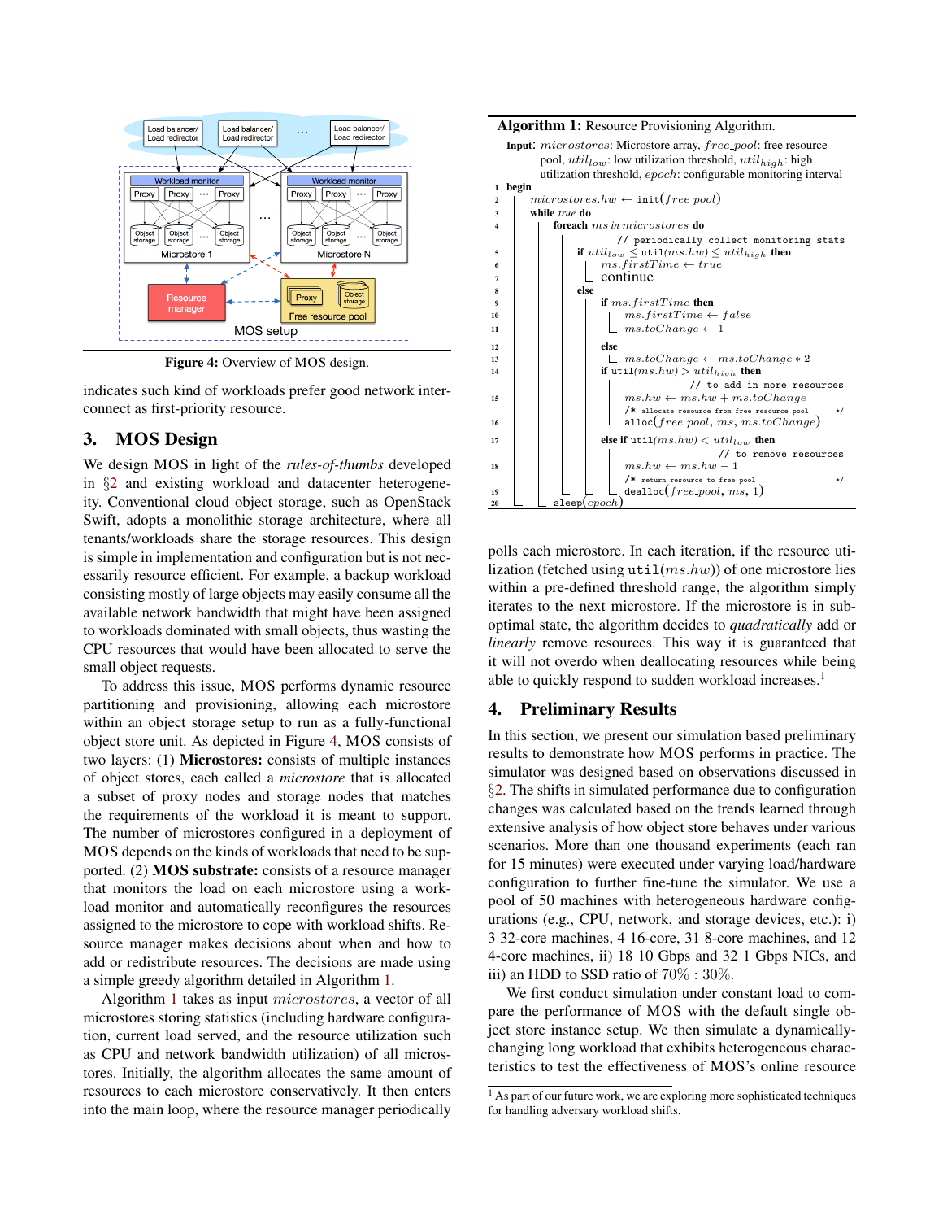Figure 4: Overview of MOS design.

indicates such kind of workloads prefer good network interconnect as first-priority resource.

## 3. MOS Design

We design MOS in light of the *rules-of-thumbs* developed in §2 and existing workload and datacenter heterogeneity. Conventional cloud object storage, such as OpenStack Swift, adopts a monolithic storage architecture, where all tenants/workloads share the storage resources. This design is simple in implementation and configuration but is not necessarily resource efficient. For example, a backup workload consisting mostly of large objects may easily consume all the available network bandwidth that might have been assigned to workloads dominated with small objects, thus wasting the CPU resources that would have been allocated to serve the small object requests.

To address this issue, MOS performs dynamic resource partitioning and provisioning, allowing each microstore within an object storage setup to run as a fully-functional object store unit. As depicted in Figure 4, MOS consists of two layers: (1) **Microstores:** consists of multiple instances of object stores, each called a *microstore* that is allocated a subset of proxy nodes and storage nodes that matches the requirements of the workload it is meant to support. The number of microstores configured in a deployment of MOS depends on the kinds of workloads that need to be supported. (2) **MOS substrate:** consists of a resource manager that monitors the load on each microstore using a workload monitor and automatically reconfigures the resources assigned to the microstore to cope with workload shifts. Resource manager makes decisions about when and how to add or redistribute resources. The decisions are made using a simple greedy algorithm detailed in Algorithm 1.

Algorithm 1 takes as input $microstores$, a vector of all microstores storing statistics (including hardware configuration, current load served, and the resource utilization such as CPU and network bandwidth utilization) of all microstores. Initially, the algorithm allocates the same amount of resources to each microstore conservatively. It then enters into the main loop, where the resource manager periodically polls each microstore. In each iteration, if the resource utilization (fetched using `util`($ms.hw$)) of one microstore lies within a pre-defined threshold range, the algorithm simply iterates to the next microstore. If the microstore is in sub-optimal state, the algorithm decides to *quadratically* add or *linearly* remove resources. This way it is guaranteed that it will not overdo when deallocating resources while being able to quickly respond to sudden workload increases.[1]

**Algorithm 1:** Resource Provisioning Algorithm.

**Input**: $microstores$: Microstore array, $free\_pool$: free resource pool, $util_{low}$: low utilization threshold, $util_{high}$: high utilization threshold, $epoch$: configurable monitoring interval

```
1  begin
2      microstores.hw ← init(free_pool)
3      while true do
4          foreach ms in microstores do
                   // periodically collect monitoring stats
5              if util_low ≤ util(ms.hw) ≤ util_high then
6                  ms.firstTime ← true
7                  continue
8              else
9                  if ms.firstTime then
10                     ms.firstTime ← false
11                     ms.toChange ← 1
12                 else
13                     ms.toChange ← ms.toChange * 2
14                 if util(ms.hw) > util_high then
                       // to add in more resources
15                     ms.hw ← ms.hw + ms.toChange
                       /* allocate resource from free resource pool */
16                     alloc(free_pool, ms, ms.toChange)
17                 else if util(ms.hw) < util_low then
                       // to remove resources
18                     ms.hw ← ms.hw − 1
                       /* return resource to free pool */
19                     dealloc(free_pool, ms, 1)
20         sleep(epoch)
```

## 4. Preliminary Results

In this section, we present our simulation based preliminary results to demonstrate how MOS performs in practice. The simulator was designed based on observations discussed in §2. The shifts in simulated performance due to configuration changes was calculated based on the trends learned through extensive analysis of how object store behaves under various scenarios. More than one thousand experiments (each ran for 15 minutes) were executed under varying load/hardware configuration to further fine-tune the simulator. We use a pool of 50 machines with heterogeneous hardware configurations (e.g., CPU, network, and storage devices, etc.): i) 3 32-core machines, 4 16-core, 31 8-core machines, and 12 4-core machines, ii) 18 10 Gbps and 32 1 Gbps NICs, and iii) an HDD to SSD ratio of $70\% : 30\%$.

We first conduct simulation under constant load to compare the performance of MOS with the default single object store instance setup. We then simulate a dynamically-changing long workload that exhibits heterogeneous characteristics to test the effectiveness of MOS's online resource

[1] As part of our future work, we are exploring more sophisticated techniques for handling adversary workload shifts.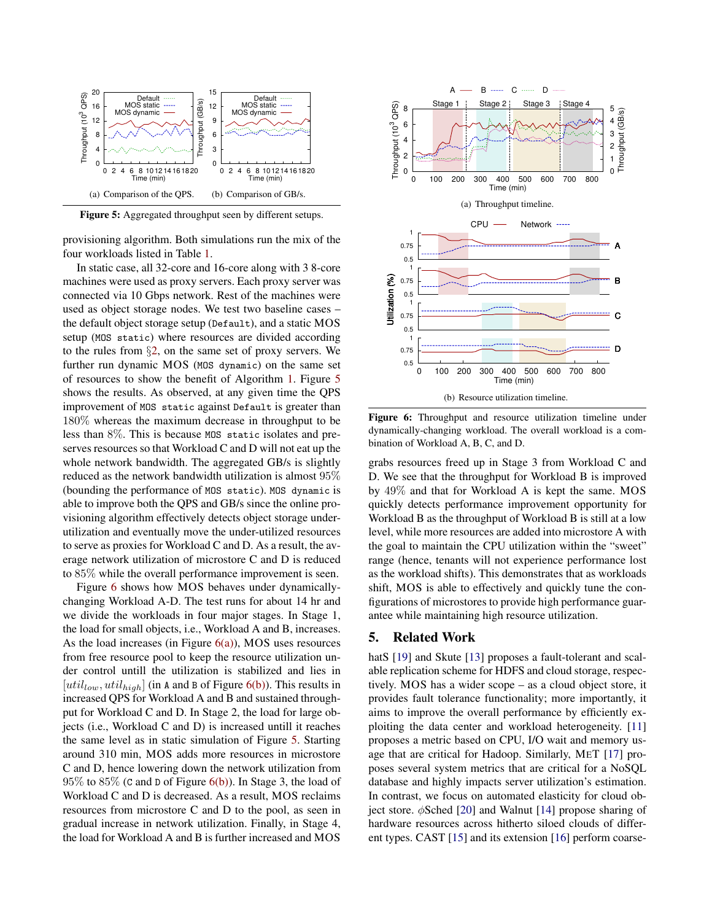Figure 5: Aggregated throughput seen by different setups.

(a) Comparison of the QPS. (b) Comparison of GB/s.

provisioning algorithm. Both simulations run the mix of the four workloads listed in Table 1.

In static case, all 32-core and 16-core along with 3 8-core machines were used as proxy servers. Each proxy server was connected via 10 Gbps network. Rest of the machines were used as object storage nodes. We test two baseline cases – the default object storage setup (`Default`), and a static MOS setup (`MOS static`) where resources are divided according to the rules from §2, on the same set of proxy servers. We further run dynamic MOS (`MOS dynamic`) on the same set of resources to show the benefit of Algorithm 1. Figure 5 shows the results. As observed, at any given time the QPS improvement of `MOS static` against `Default` is greater than $180\%$ whereas the maximum decrease in throughput to be less than $8\%$. This is because `MOS static` isolates and preserves resources so that Workload C and D will not eat up the whole network bandwidth. The aggregated GB/s is slightly reduced as the network bandwidth utilization is almost $95\%$ (bounding the performance of `MOS static`). `MOS dynamic` is able to improve both the QPS and GB/s since the online provisioning algorithm effectively detects object storage underutilization and eventually move the under-utilized resources to serve as proxies for Workload C and D. As a result, the average network utilization of microstore C and D is reduced to $85\%$ while the overall performance improvement is seen.

Figure 6 shows how MOS behaves under dynamically-changing Workload A-D. The test runs for about 14 hr and we divide the workloads in four major stages. In Stage 1, the load for small objects, i.e., Workload A and B, increases. As the load increases (in Figure 6(a)), MOS uses resources from free resource pool to keep the resource utilization under control untill the utilization is stabilized and lies in $[util_{low}, util_{high}]$ (in `A` and `B` of Figure 6(b)). This results in increased QPS for Workload A and B and sustained throughput for Workload C and D. In Stage 2, the load for large objects (i.e., Workload C and D) is increased untill it reaches the same level as in static simulation of Figure 5. Starting around 310 min, MOS adds more resources in microstore C and D, hence lowering down the network utilization from $95\%$ to $85\%$ (`C` and `D` of Figure 6(b)). In Stage 3, the load of Workload C and D is decreased. As a result, MOS reclaims resources from microstore C and D to the pool, as seen in gradual increase in network utilization. Finally, in Stage 4, the load for Workload A and B is further increased and MOS grabs resources freed up in Stage 3 from Workload C and D. We see that the throughput for Workload B is improved by $49\%$ and that for Workload A is kept the same. MOS quickly detects performance improvement opportunity for Workload B as the throughput of Workload B is still at a low level, while more resources are added into microstore A with the goal to maintain the CPU utilization within the "sweet" range (hence, tenants will not experience performance lost as the workload shifts). This demonstrates that as workloads shift, MOS is able to effectively and quickly tune the configurations of microstores to provide high performance guarantee while maintaining high resource utilization.

(a) Throughput timeline.

(b) Resource utilization timeline.

**Figure 6:** Throughput and resource utilization timeline under dynamically-changing workload. The overall workload is a combination of Workload A, B, C, and D.

## 5. Related Work

hatS [19] and Skute [13] proposes a fault-tolerant and scalable replication scheme for HDFS and cloud storage, respectively. MOS has a wider scope – as a cloud object store, it provides fault tolerance functionality; more importantly, it aims to improve the overall performance by efficiently exploiting the data center and workload heterogeneity. [11] proposes a metric based on CPU, I/O wait and memory usage that are critical for Hadoop. Similarly, MET [17] proposes several system metrics that are critical for a NoSQL database and highly impacts server utilization's estimation. In contrast, we focus on automated elasticity for cloud object store. $\phi$Sched [20] and Walnut [14] propose sharing of hardware resources across hitherto siloed clouds of different types. CAST [15] and its extension [16] perform coarse-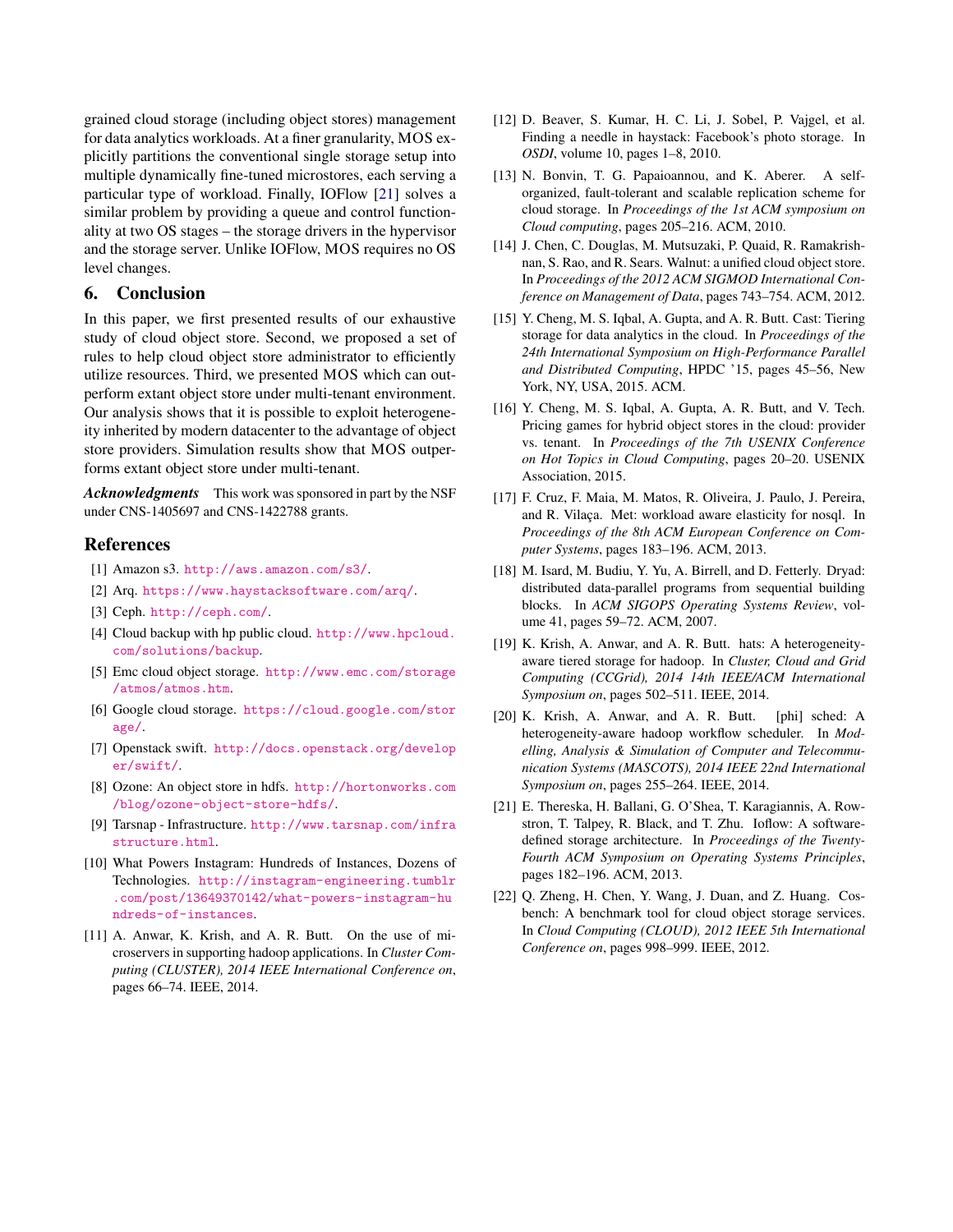grained cloud storage (including object stores) management for data analytics workloads. At a finer granularity, MOS explicitly partitions the conventional single storage setup into multiple dynamically fine-tuned microstores, each serving a particular type of workload. Finally, IOFlow [21] solves a similar problem by providing a queue and control functionality at two OS stages – the storage drivers in the hypervisor and the storage server. Unlike IOFlow, MOS requires no OS level changes.

## 6. Conclusion

In this paper, we first presented results of our exhaustive study of cloud object store. Second, we proposed a set of rules to help cloud object store administrator to efficiently utilize resources. Third, we presented MOS which can outperform extant object store under multi-tenant environment. Our analysis shows that it is possible to exploit heterogeneity inherited by modern datacenter to the advantage of object store providers. Simulation results show that MOS outperforms extant object store under multi-tenant.

***Acknowledgments*** This work was sponsored in part by the NSF under CNS-1405697 and CNS-1422788 grants.

## References

[1] Amazon s3. http://aws.amazon.com/s3/.

[2] Arq. https://www.haystacksoftware.com/arq/.

[3] Ceph. http://ceph.com/.

[4] Cloud backup with hp public cloud. http://www.hpcloud.com/solutions/backup.

[5] Emc cloud object storage. http://www.emc.com/storage/atmos/atmos.htm.

[6] Google cloud storage. https://cloud.google.com/storage/.

[7] Openstack swift. http://docs.openstack.org/developer/swift/.

[8] Ozone: An object store in hdfs. http://hortonworks.com/blog/ozone-object-store-hdfs/.

[9] Tarsnap - Infrastructure. http://www.tarsnap.com/infrastructure.html.

[10] What Powers Instagram: Hundreds of Instances, Dozens of Technologies. http://instagram-engineering.tumblr.com/post/13649370142/what-powers-instagram-hundreds-of-instances.

[11] A. Anwar, K. Krish, and A. R. Butt. On the use of microservers in supporting hadoop applications. In *Cluster Computing (CLUSTER), 2014 IEEE International Conference on*, pages 66–74. IEEE, 2014.

[12] D. Beaver, S. Kumar, H. C. Li, J. Sobel, P. Vajgel, et al. Finding a needle in haystack: Facebook's photo storage. In *OSDI*, volume 10, pages 1–8, 2010.

[13] N. Bonvin, T. G. Papaioannou, and K. Aberer. A self-organized, fault-tolerant and scalable replication scheme for cloud storage. In *Proceedings of the 1st ACM symposium on Cloud computing*, pages 205–216. ACM, 2010.

[14] J. Chen, C. Douglas, M. Mutsuzaki, P. Quaid, R. Ramakrishnan, S. Rao, and R. Sears. Walnut: a unified cloud object store. In *Proceedings of the 2012 ACM SIGMOD International Conference on Management of Data*, pages 743–754. ACM, 2012.

[15] Y. Cheng, M. S. Iqbal, A. Gupta, and A. R. Butt. Cast: Tiering storage for data analytics in the cloud. In *Proceedings of the 24th International Symposium on High-Performance Parallel and Distributed Computing*, HPDC '15, pages 45–56, New York, NY, USA, 2015. ACM.

[16] Y. Cheng, M. S. Iqbal, A. Gupta, A. R. Butt, and V. Tech. Pricing games for hybrid object stores in the cloud: provider vs. tenant. In *Proceedings of the 7th USENIX Conference on Hot Topics in Cloud Computing*, pages 20–20. USENIX Association, 2015.

[17] F. Cruz, F. Maia, M. Matos, R. Oliveira, J. Paulo, J. Pereira, and R. Vilaça. Met: workload aware elasticity for nosql. In *Proceedings of the 8th ACM European Conference on Computer Systems*, pages 183–196. ACM, 2013.

[18] M. Isard, M. Budiu, Y. Yu, A. Birrell, and D. Fetterly. Dryad: distributed data-parallel programs from sequential building blocks. In *ACM SIGOPS Operating Systems Review*, volume 41, pages 59–72. ACM, 2007.

[19] K. Krish, A. Anwar, and A. R. Butt. hats: A heterogeneity-aware tiered storage for hadoop. In *Cluster, Cloud and Grid Computing (CCGrid), 2014 14th IEEE/ACM International Symposium on*, pages 502–511. IEEE, 2014.

[20] K. Krish, A. Anwar, and A. R. Butt. [phi] sched: A heterogeneity-aware hadoop workflow scheduler. In *Modelling, Analysis & Simulation of Computer and Telecommunication Systems (MASCOTS), 2014 IEEE 22nd International Symposium on*, pages 255–264. IEEE, 2014.

[21] E. Thereska, H. Ballani, G. O'Shea, T. Karagiannis, A. Rowstron, T. Talpey, R. Black, and T. Zhu. Ioflow: A software-defined storage architecture. In *Proceedings of the Twenty-Fourth ACM Symposium on Operating Systems Principles*, pages 182–196. ACM, 2013.

[22] Q. Zheng, H. Chen, Y. Wang, J. Duan, and Z. Huang. Cosbench: A benchmark tool for cloud object storage services. In *Cloud Computing (CLOUD), 2012 IEEE 5th International Conference on*, pages 998–999. IEEE, 2012.